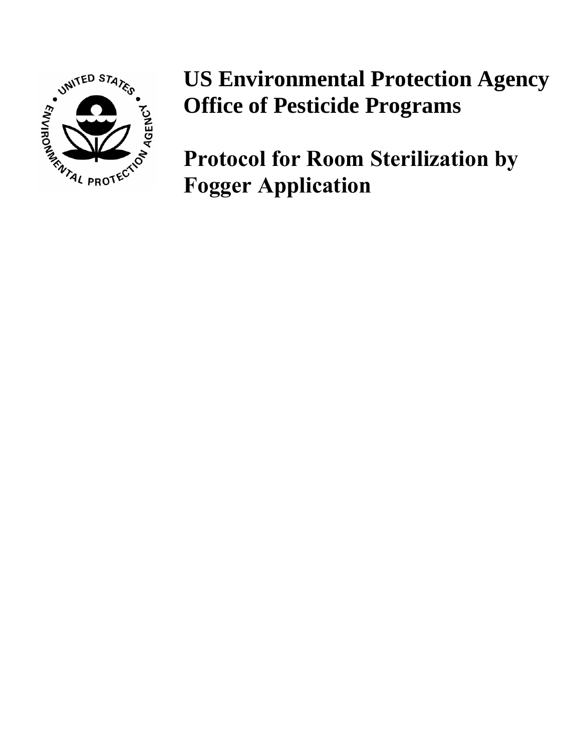**US Environmental Protection Agency**
**Office of Pesticide Programs**

# Protocol for Room Sterilization by Fogger Application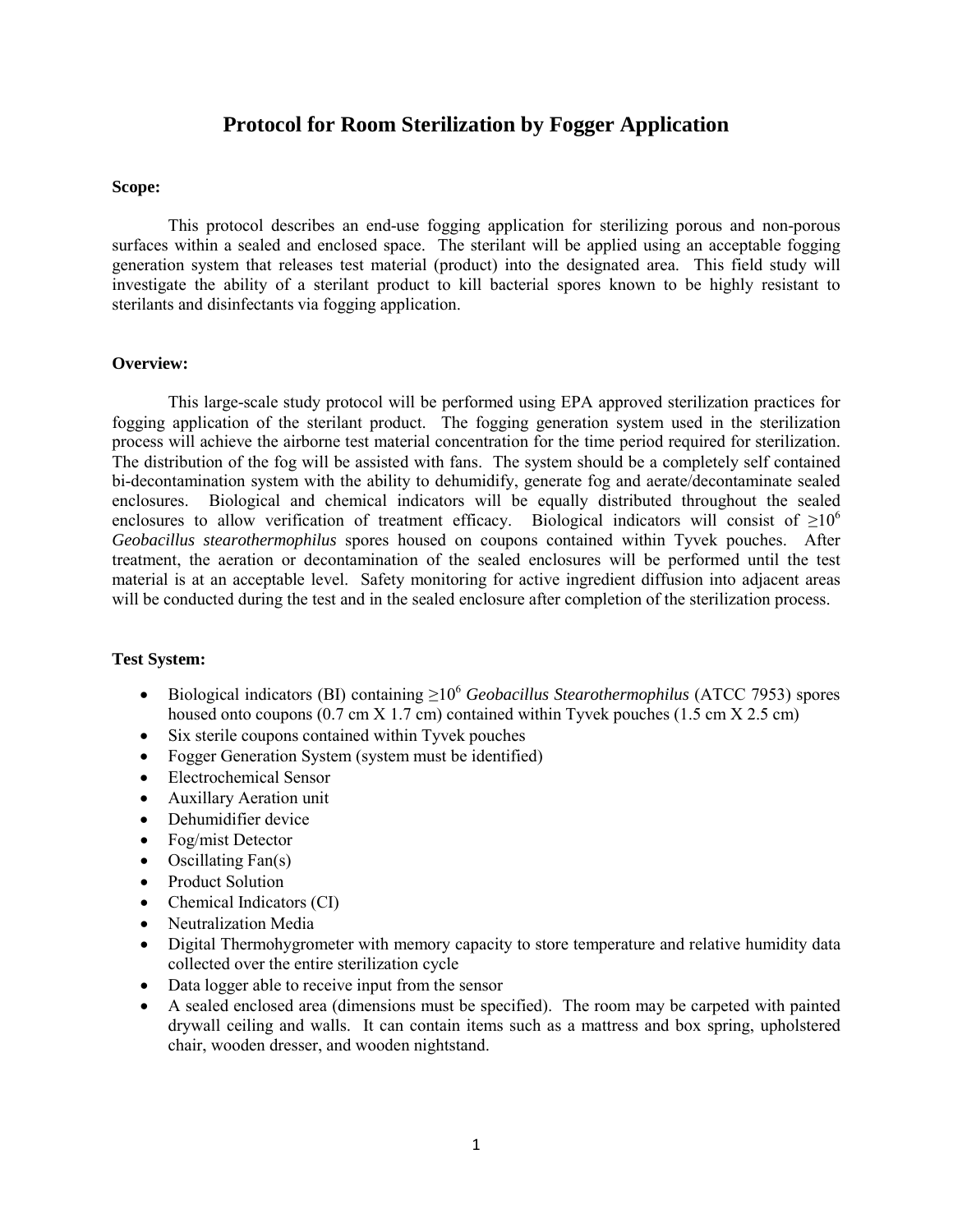# Protocol for Room Sterilization by Fogger Application

**Scope:**

This protocol describes an end-use fogging application for sterilizing porous and non-porous surfaces within a sealed and enclosed space. The sterilant will be applied using an acceptable fogging generation system that releases test material (product) into the designated area. This field study will investigate the ability of a sterilant product to kill bacterial spores known to be highly resistant to sterilants and disinfectants via fogging application.

**Overview:**

This large-scale study protocol will be performed using EPA approved sterilization practices for fogging application of the sterilant product. The fogging generation system used in the sterilization process will achieve the airborne test material concentration for the time period required for sterilization. The distribution of the fog will be assisted with fans. The system should be a completely self contained bi-decontamination system with the ability to dehumidify, generate fog and aerate/decontaminate sealed enclosures. Biological and chemical indicators will be equally distributed throughout the sealed enclosures to allow verification of treatment efficacy. Biological indicators will consist of $\geq 10^6$ *Geobacillus stearothermophilus* spores housed on coupons contained within Tyvek pouches. After treatment, the aeration or decontamination of the sealed enclosures will be performed until the test material is at an acceptable level. Safety monitoring for active ingredient diffusion into adjacent areas will be conducted during the test and in the sealed enclosure after completion of the sterilization process.

**Test System:**

- Biological indicators (BI) containing $\geq 10^6$ *Geobacillus Stearothermophilus* (ATCC 7953) spores housed onto coupons (0.7 cm X 1.7 cm) contained within Tyvek pouches (1.5 cm X 2.5 cm)
- Six sterile coupons contained within Tyvek pouches
- Fogger Generation System (system must be identified)
- Electrochemical Sensor
- Auxillary Aeration unit
- Dehumidifier device
- Fog/mist Detector
- Oscillating Fan(s)
- Product Solution
- Chemical Indicators (CI)
- Neutralization Media
- Digital Thermohygrometer with memory capacity to store temperature and relative humidity data collected over the entire sterilization cycle
- Data logger able to receive input from the sensor
- A sealed enclosed area (dimensions must be specified). The room may be carpeted with painted drywall ceiling and walls. It can contain items such as a mattress and box spring, upholstered chair, wooden dresser, and wooden nightstand.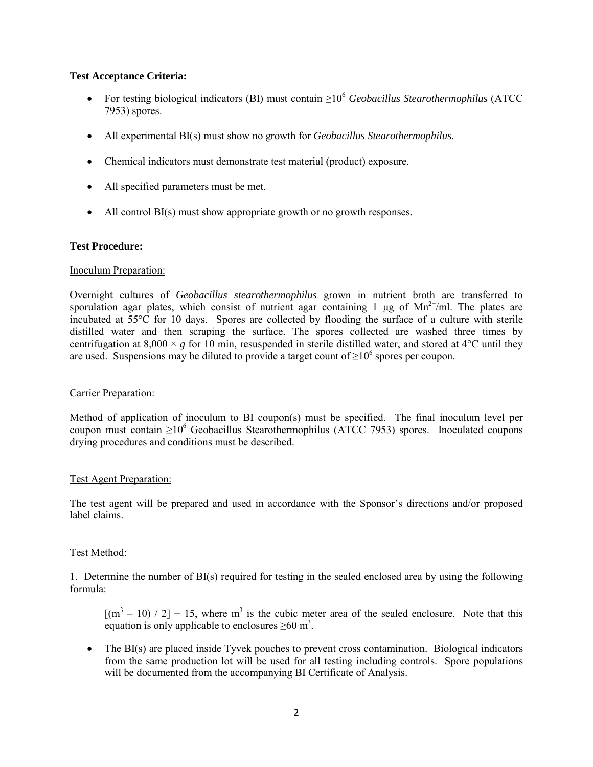**Test Acceptance Criteria:**

- For testing biological indicators (BI) must contain $\geq 10^6$ *Geobacillus Stearothermophilus* (ATCC 7953) spores.
- All experimental BI(s) must show no growth for *Geobacillus Stearothermophilus*.
- Chemical indicators must demonstrate test material (product) exposure.
- All specified parameters must be met.
- All control BI(s) must show appropriate growth or no growth responses.

**Test Procedure:**

Inoculum Preparation:

Overnight cultures of *Geobacillus stearothermophilus* grown in nutrient broth are transferred to sporulation agar plates, which consist of nutrient agar containing 1 μg of $Mn^{2+}$/ml. The plates are incubated at 55°C for 10 days. Spores are collected by flooding the surface of a culture with sterile distilled water and then scraping the surface. The spores collected are washed three times by centrifugation at $8{,}000 \times g$ for 10 min, resuspended in sterile distilled water, and stored at 4°C until they are used. Suspensions may be diluted to provide a target count of $\geq 10^6$ spores per coupon.

Carrier Preparation:

Method of application of inoculum to BI coupon(s) must be specified. The final inoculum level per coupon must contain $\geq 10^6$ Geobacillus Stearothermophilus (ATCC 7953) spores. Inoculated coupons drying procedures and conditions must be described.

Test Agent Preparation:

The test agent will be prepared and used in accordance with the Sponsor's directions and/or proposed label claims.

Test Method:

1. Determine the number of BI(s) required for testing in the sealed enclosed area by using the following formula:

   $[(m^3 - 10) / 2] + 15$, where $m^3$ is the cubic meter area of the sealed enclosure. Note that this equation is only applicable to enclosures $\geq 60$ $m^3$.

- The BI(s) are placed inside Tyvek pouches to prevent cross contamination. Biological indicators from the same production lot will be used for all testing including controls. Spore populations will be documented from the accompanying BI Certificate of Analysis.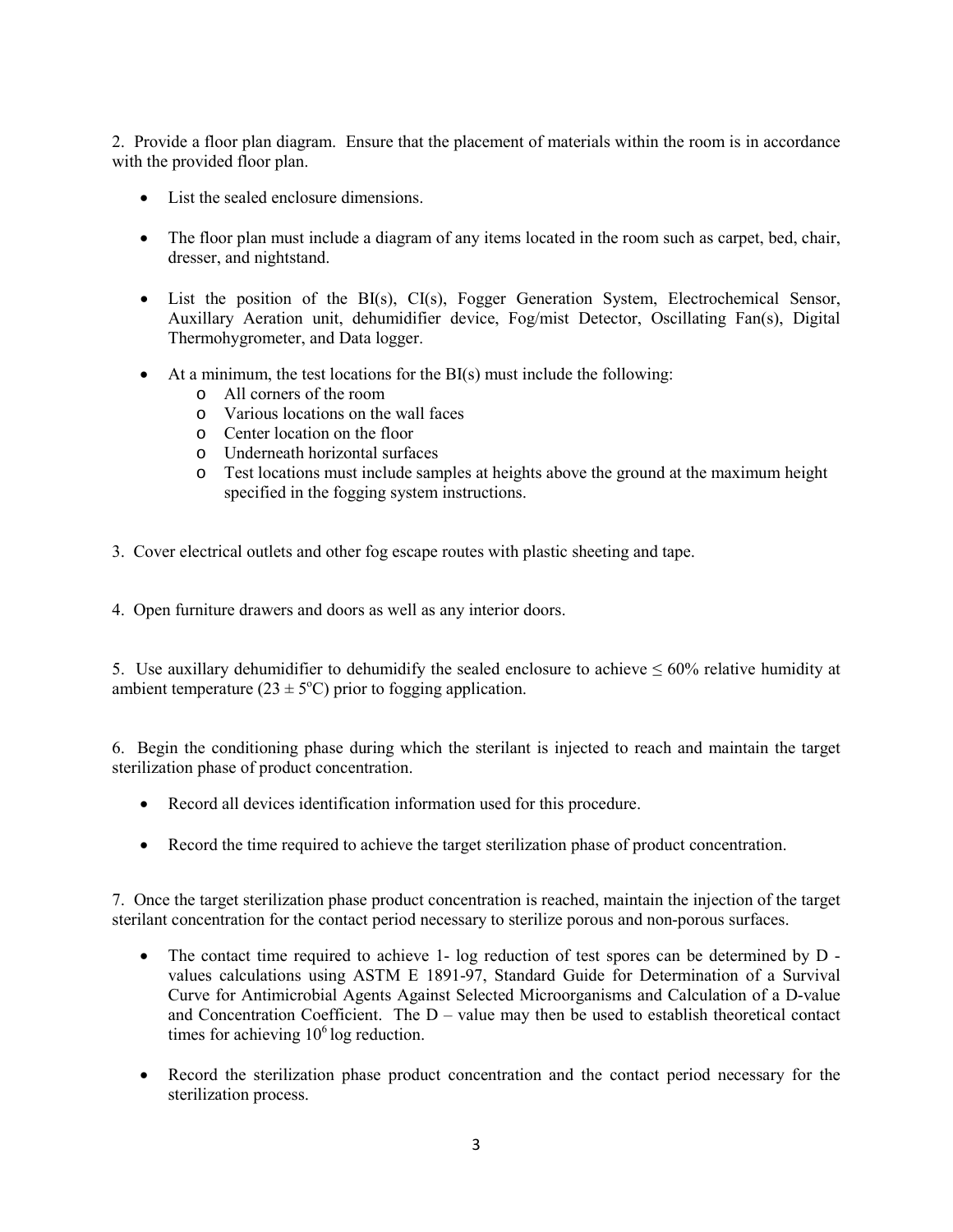2. Provide a floor plan diagram. Ensure that the placement of materials within the room is in accordance with the provided floor plan.

- List the sealed enclosure dimensions.
- The floor plan must include a diagram of any items located in the room such as carpet, bed, chair, dresser, and nightstand.
- List the position of the BI(s), CI(s), Fogger Generation System, Electrochemical Sensor, Auxillary Aeration unit, dehumidifier device, Fog/mist Detector, Oscillating Fan(s), Digital Thermohygrometer, and Data logger.
- At a minimum, the test locations for the BI(s) must include the following:
    - All corners of the room
    - Various locations on the wall faces
    - Center location on the floor
    - Underneath horizontal surfaces
    - Test locations must include samples at heights above the ground at the maximum height specified in the fogging system instructions.

3. Cover electrical outlets and other fog escape routes with plastic sheeting and tape.

4. Open furniture drawers and doors as well as any interior doors.

5. Use auxillary dehumidifier to dehumidify the sealed enclosure to achieve ≤ 60% relative humidity at ambient temperature (23 ± 5°C) prior to fogging application.

6. Begin the conditioning phase during which the sterilant is injected to reach and maintain the target sterilization phase of product concentration.

- Record all devices identification information used for this procedure.
- Record the time required to achieve the target sterilization phase of product concentration.

7. Once the target sterilization phase product concentration is reached, maintain the injection of the target sterilant concentration for the contact period necessary to sterilize porous and non-porous surfaces.

- The contact time required to achieve 1- log reduction of test spores can be determined by D - values calculations using ASTM E 1891-97, Standard Guide for Determination of a Survival Curve for Antimicrobial Agents Against Selected Microorganisms and Calculation of a D-value and Concentration Coefficient. The D – value may then be used to establish theoretical contact times for achieving $10^6$ log reduction.
- Record the sterilization phase product concentration and the contact period necessary for the sterilization process.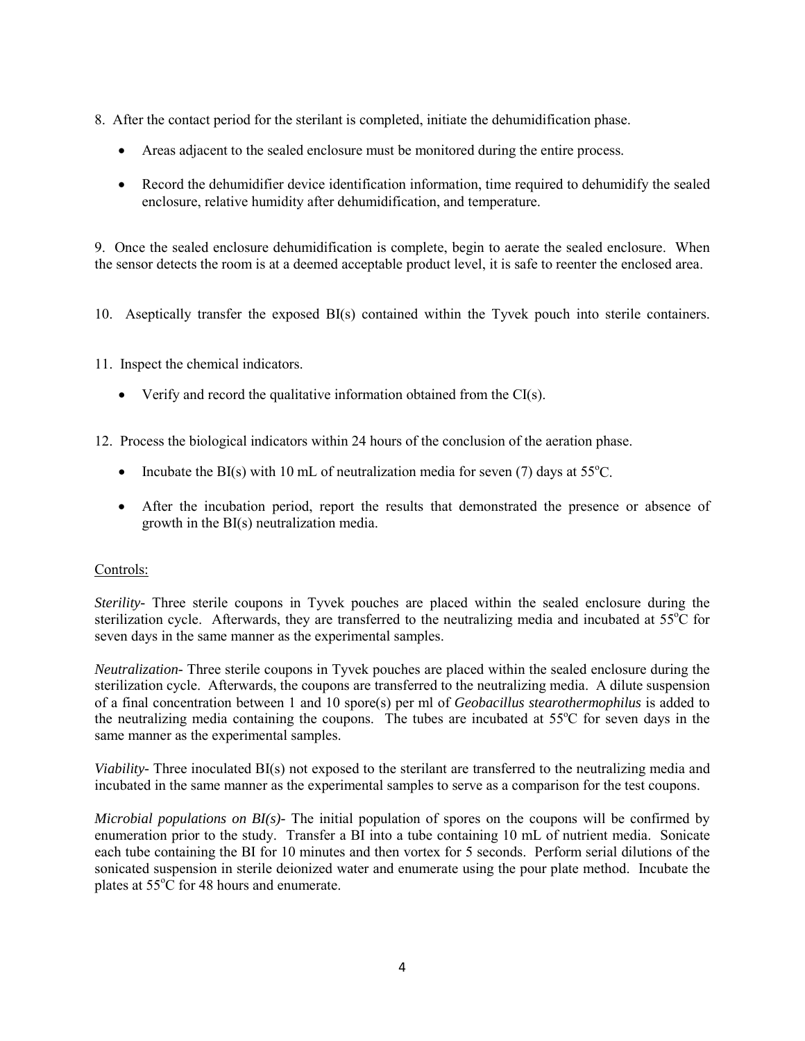8. After the contact period for the sterilant is completed, initiate the dehumidification phase.

   - Areas adjacent to the sealed enclosure must be monitored during the entire process.
   - Record the dehumidifier device identification information, time required to dehumidify the sealed enclosure, relative humidity after dehumidification, and temperature.

9. Once the sealed enclosure dehumidification is complete, begin to aerate the sealed enclosure. When the sensor detects the room is at a deemed acceptable product level, it is safe to reenter the enclosed area.

10. Aseptically transfer the exposed BI(s) contained within the Tyvek pouch into sterile containers.

11. Inspect the chemical indicators.

    - Verify and record the qualitative information obtained from the CI(s).

12. Process the biological indicators within 24 hours of the conclusion of the aeration phase.

    - Incubate the BI(s) with 10 mL of neutralization media for seven (7) days at 55$^{o}$C.
    - After the incubation period, report the results that demonstrated the presence or absence of growth in the BI(s) neutralization media.

<u>Controls:</u>

*Sterility*- Three sterile coupons in Tyvek pouches are placed within the sealed enclosure during the sterilization cycle. Afterwards, they are transferred to the neutralizing media and incubated at 55$^{o}$C for seven days in the same manner as the experimental samples.

*Neutralization*- Three sterile coupons in Tyvek pouches are placed within the sealed enclosure during the sterilization cycle. Afterwards, the coupons are transferred to the neutralizing media. A dilute suspension of a final concentration between 1 and 10 spore(s) per ml of *Geobacillus stearothermophilus* is added to the neutralizing media containing the coupons. The tubes are incubated at 55$^{o}$C for seven days in the same manner as the experimental samples.

*Viability*- Three inoculated BI(s) not exposed to the sterilant are transferred to the neutralizing media and incubated in the same manner as the experimental samples to serve as a comparison for the test coupons.

*Microbial populations on BI(s)*- The initial population of spores on the coupons will be confirmed by enumeration prior to the study. Transfer a BI into a tube containing 10 mL of nutrient media. Sonicate each tube containing the BI for 10 minutes and then vortex for 5 seconds. Perform serial dilutions of the sonicated suspension in sterile deionized water and enumerate using the pour plate method. Incubate the plates at 55$^{o}$C for 48 hours and enumerate.